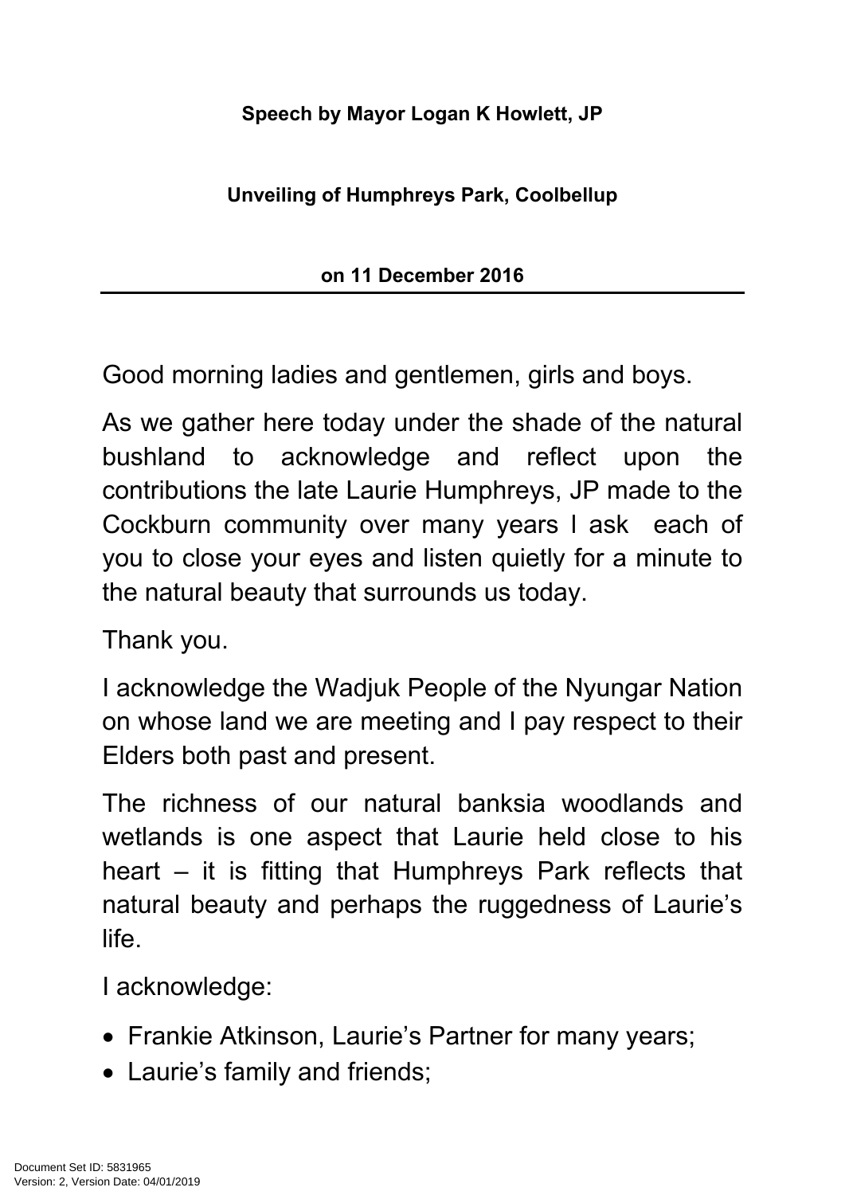**Speech by Mayor Logan K Howlett, JP**

**Unveiling of Humphreys Park, Coolbellup**

**on 11 December 2016**

---

Good morning ladies and gentlemen, girls and boys.

As we gather here today under the shade of the natural bushland to acknowledge and reflect upon the contributions the late Laurie Humphreys, JP made to the Cockburn community over many years I ask each of you to close your eyes and listen quietly for a minute to the natural beauty that surrounds us today.

Thank you.

I acknowledge the Wadjuk People of the Nyungar Nation on whose land we are meeting and I pay respect to their Elders both past and present.

The richness of our natural banksia woodlands and wetlands is one aspect that Laurie held close to his heart – it is fitting that Humphreys Park reflects that natural beauty and perhaps the ruggedness of Laurie's life.

I acknowledge:

- Frankie Atkinson, Laurie's Partner for many years;
- Laurie's family and friends;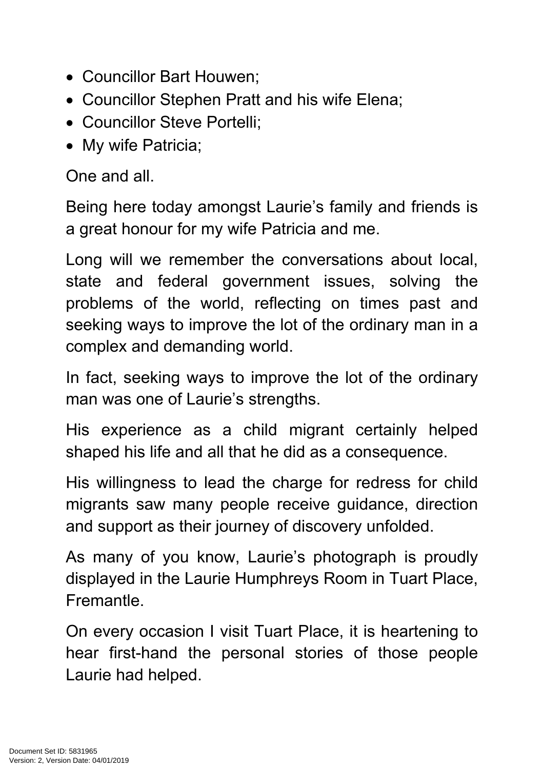- Councillor Bart Houwen;
- Councillor Stephen Pratt and his wife Elena;
- Councillor Steve Portelli;
- My wife Patricia;

One and all.

Being here today amongst Laurie's family and friends is a great honour for my wife Patricia and me.

Long will we remember the conversations about local, state and federal government issues, solving the problems of the world, reflecting on times past and seeking ways to improve the lot of the ordinary man in a complex and demanding world.

In fact, seeking ways to improve the lot of the ordinary man was one of Laurie's strengths.

His experience as a child migrant certainly helped shaped his life and all that he did as a consequence.

His willingness to lead the charge for redress for child migrants saw many people receive guidance, direction and support as their journey of discovery unfolded.

As many of you know, Laurie's photograph is proudly displayed in the Laurie Humphreys Room in Tuart Place, Fremantle.

On every occasion I visit Tuart Place, it is heartening to hear first-hand the personal stories of those people Laurie had helped.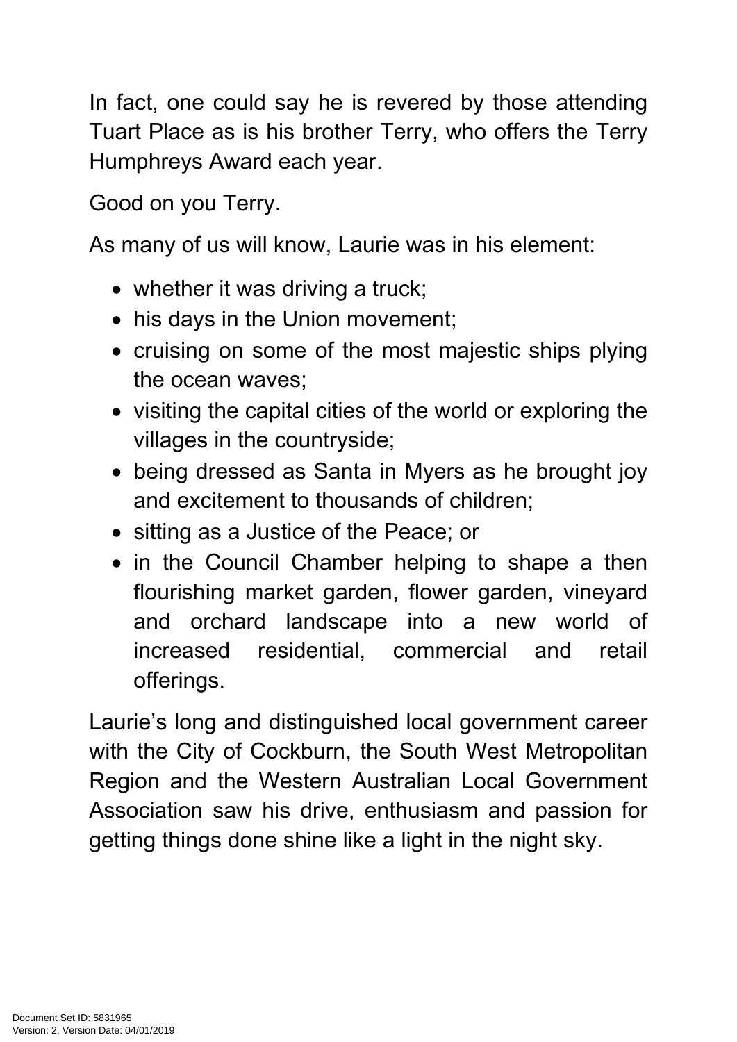In fact, one could say he is revered by those attending Tuart Place as is his brother Terry, who offers the Terry Humphreys Award each year.

Good on you Terry.

As many of us will know, Laurie was in his element:

- whether it was driving a truck;
- his days in the Union movement;
- cruising on some of the most majestic ships plying the ocean waves;
- visiting the capital cities of the world or exploring the villages in the countryside;
- being dressed as Santa in Myers as he brought joy and excitement to thousands of children;
- sitting as a Justice of the Peace; or
- in the Council Chamber helping to shape a then flourishing market garden, flower garden, vineyard and orchard landscape into a new world of increased residential, commercial and retail offerings.

Laurie's long and distinguished local government career with the City of Cockburn, the South West Metropolitan Region and the Western Australian Local Government Association saw his drive, enthusiasm and passion for getting things done shine like a light in the night sky.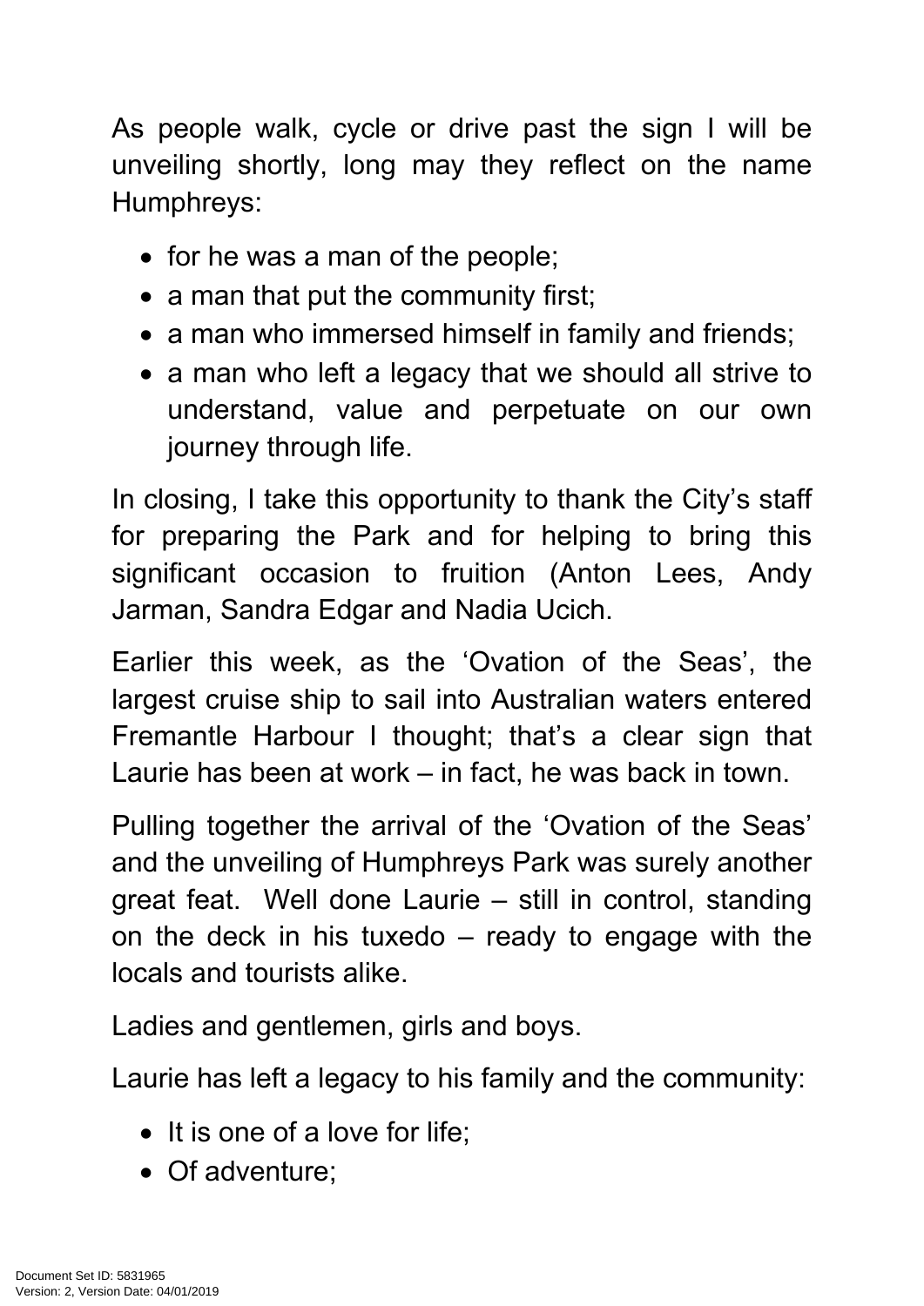As people walk, cycle or drive past the sign I will be unveiling shortly, long may they reflect on the name Humphreys:

- for he was a man of the people;
- a man that put the community first;
- a man who immersed himself in family and friends;
- a man who left a legacy that we should all strive to understand, value and perpetuate on our own journey through life.

In closing, I take this opportunity to thank the City's staff for preparing the Park and for helping to bring this significant occasion to fruition (Anton Lees, Andy Jarman, Sandra Edgar and Nadia Ucich.

Earlier this week, as the 'Ovation of the Seas', the largest cruise ship to sail into Australian waters entered Fremantle Harbour I thought; that's a clear sign that Laurie has been at work – in fact, he was back in town.

Pulling together the arrival of the 'Ovation of the Seas' and the unveiling of Humphreys Park was surely another great feat. Well done Laurie – still in control, standing on the deck in his tuxedo – ready to engage with the locals and tourists alike.

Ladies and gentlemen, girls and boys.

Laurie has left a legacy to his family and the community:

- It is one of a love for life;
- Of adventure;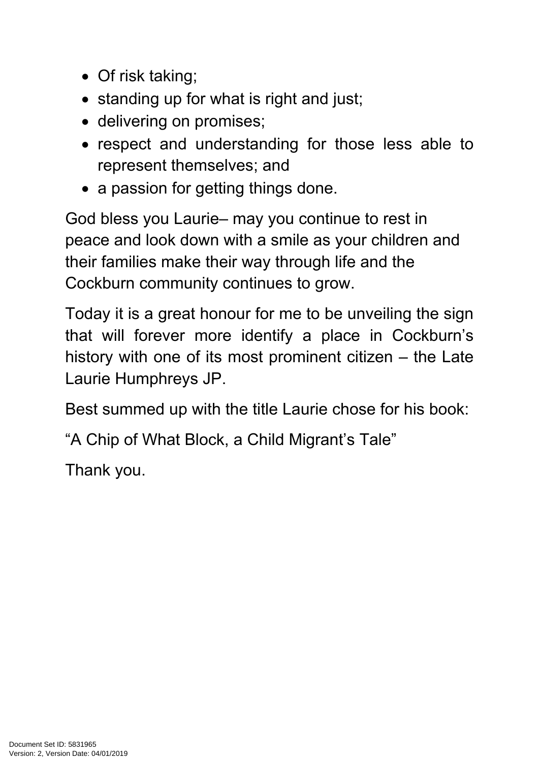- Of risk taking;
- standing up for what is right and just;
- delivering on promises;
- respect and understanding for those less able to represent themselves; and
- a passion for getting things done.

God bless you Laurie– may you continue to rest in peace and look down with a smile as your children and their families make their way through life and the Cockburn community continues to grow.

Today it is a great honour for me to be unveiling the sign that will forever more identify a place in Cockburn's history with one of its most prominent citizen – the Late Laurie Humphreys JP.

Best summed up with the title Laurie chose for his book:

"A Chip of What Block, a Child Migrant's Tale"

Thank you.